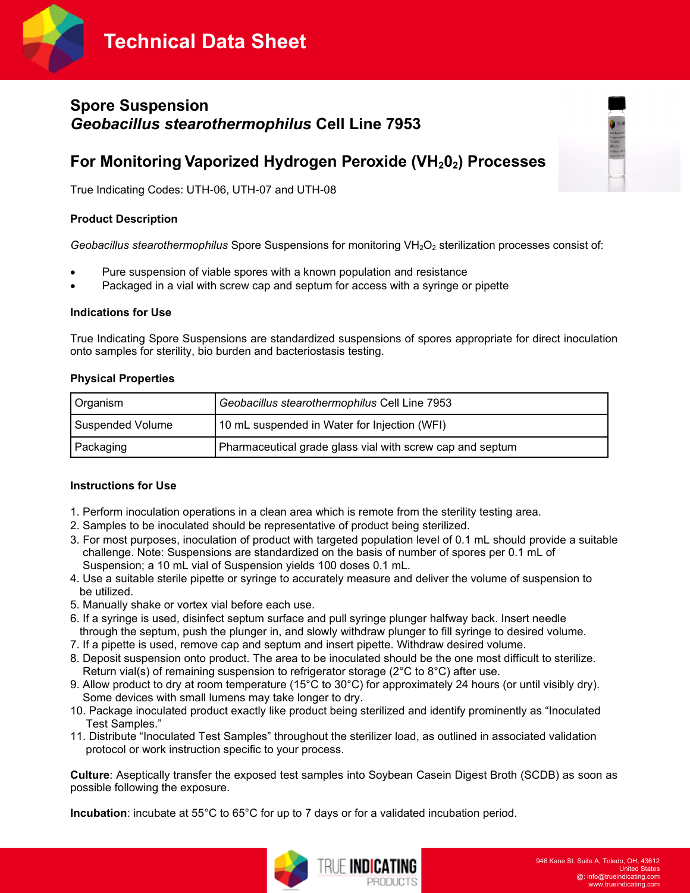# Technical Data Sheet

## Spore Suspension
## *Geobacillus stearothermophilus* Cell Line 7953

## For Monitoring Vaporized Hydrogen Peroxide ($VH_20_2$) Processes

True Indicating Codes: UTH-06, UTH-07 and UTH-08

### Product Description

*Geobacillus stearothermophilus* Spore Suspensions for monitoring $VH_2O_2$ sterilization processes consist of:

- Pure suspension of viable spores with a known population and resistance
- Packaged in a vial with screw cap and septum for access with a syringe or pipette

### Indications for Use

True Indicating Spore Suspensions are standardized suspensions of spores appropriate for direct inoculation onto samples for sterility, bio burden and bacteriostasis testing.

### Physical Properties

| Organism | *Geobacillus stearothermophilus* Cell Line 7953 |
|---|---|
| Suspended Volume | 10 mL suspended in Water for Injection (WFI) |
| Packaging | Pharmaceutical grade glass vial with screw cap and septum |

### Instructions for Use

1. Perform inoculation operations in a clean area which is remote from the sterility testing area.
2. Samples to be inoculated should be representative of product being sterilized.
3. For most purposes, inoculation of product with targeted population level of 0.1 mL should provide a suitable challenge. Note: Suspensions are standardized on the basis of number of spores per 0.1 mL of Suspension; a 10 mL vial of Suspension yields 100 doses 0.1 mL.
4. Use a suitable sterile pipette or syringe to accurately measure and deliver the volume of suspension to be utilized.
5. Manually shake or vortex vial before each use.
6. If a syringe is used, disinfect septum surface and pull syringe plunger halfway back. Insert needle through the septum, push the plunger in, and slowly withdraw plunger to fill syringe to desired volume.
7. If a pipette is used, remove cap and septum and insert pipette. Withdraw desired volume.
8. Deposit suspension onto product. The area to be inoculated should be the one most difficult to sterilize. Return vial(s) of remaining suspension to refrigerator storage (2°C to 8°C) after use.
9. Allow product to dry at room temperature (15°C to 30°C) for approximately 24 hours (or until visibly dry). Some devices with small lumens may take longer to dry.
10. Package inoculated product exactly like product being sterilized and identify prominently as "Inoculated Test Samples."
11. Distribute "Inoculated Test Samples" throughout the sterilizer load, as outlined in associated validation protocol or work instruction specific to your process.

**Culture**: Aseptically transfer the exposed test samples into Soybean Casein Digest Broth (SCDB) as soon as possible following the exposure.

**Incubation**: incubate at 55°C to 65°C for up to 7 days or for a validated incubation period.

946 Kane St. Suite A, Toledo, OH, 43612
United States
@: info@trueindicating.com
www.trueindicating.com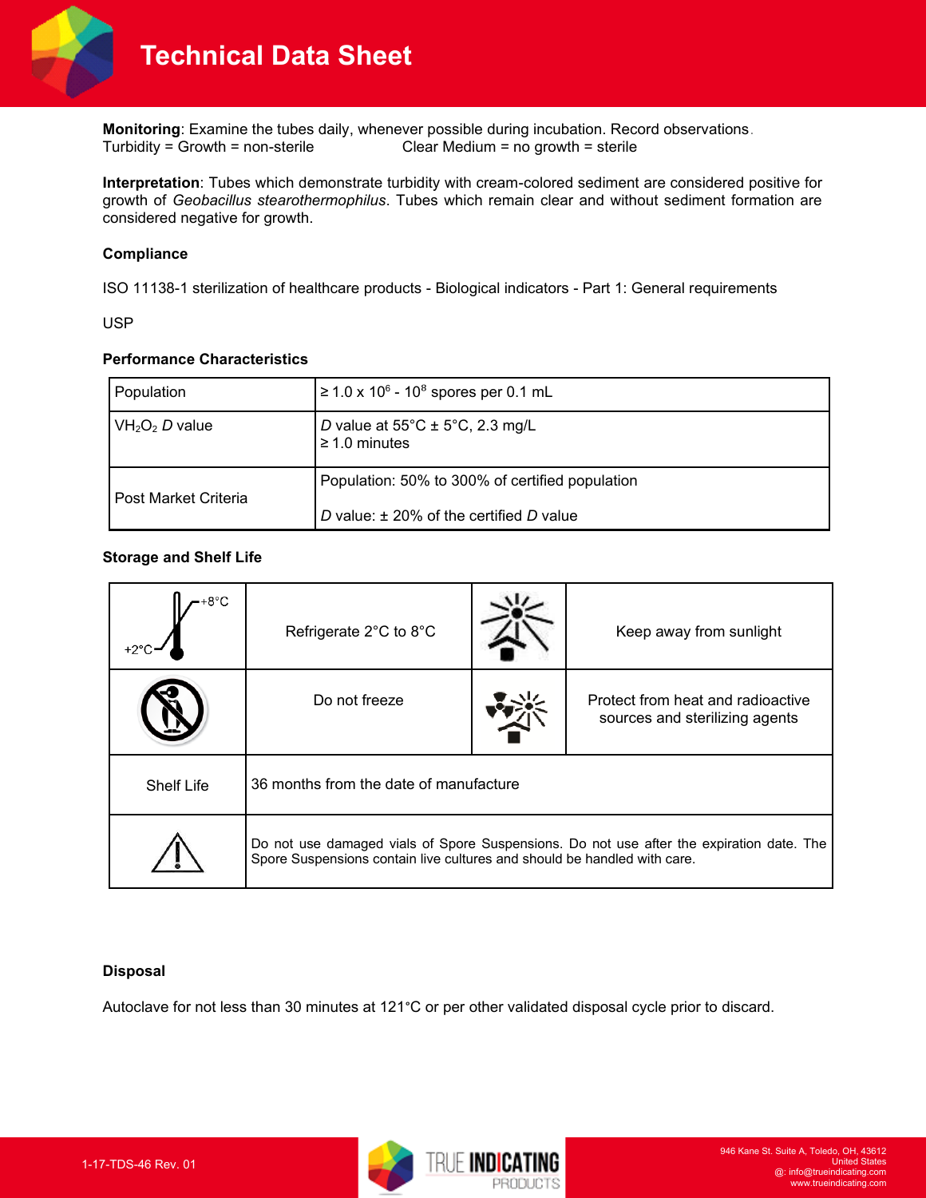# Technical Data Sheet

**Monitoring**: Examine the tubes daily, whenever possible during incubation. Record observations.
Turbidity = Growth = non-sterile Clear Medium = no growth = sterile

**Interpretation**: Tubes which demonstrate turbidity with cream-colored sediment are considered positive for growth of *Geobacillus stearothermophilus*. Tubes which remain clear and without sediment formation are considered negative for growth.

**Compliance**

ISO 11138-1 sterilization of healthcare products - Biological indicators - Part 1: General requirements

USP

**Performance Characteristics**

| | |
|---|---|
| Population | ≥ $1.0 \times 10^6$ - $10^8$ spores per 0.1 mL |
| $VH_2O_2$ *D* value | *D* value at 55°C ± 5°C, 2.3 mg/L<br>≥ 1.0 minutes |
| Post Market Criteria | Population: 50% to 300% of certified population<br><br>*D* value: ± 20% of the certified *D* value |

**Storage and Shelf Life**

| | | | |
|---|---|---|---|
| +8°C / +2°C | Refrigerate 2°C to 8°C | | Keep away from sunlight |
| | Do not freeze | | Protect from heat and radioactive sources and sterilizing agents |
| Shelf Life | 36 months from the date of manufacture | | |
| ⚠ | Do not use damaged vials of Spore Suspensions. Do not use after the expiration date. The Spore Suspensions contain live cultures and should be handled with care. | | |

**Disposal**

Autoclave for not less than 30 minutes at 121°C or per other validated disposal cycle prior to discard.

1-17-TDS-46 Rev. 01

946 Kane St. Suite A, Toledo, OH, 43612
United States
@: info@trueindicating.com
www.trueindicating.com